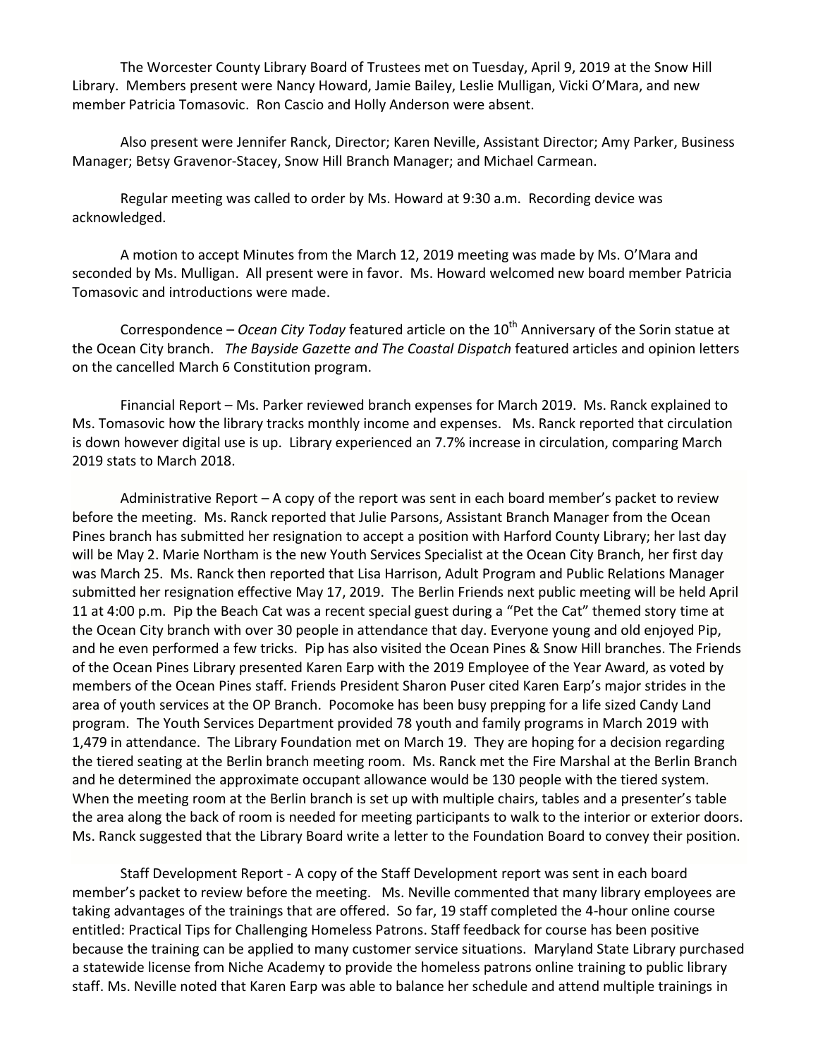The Worcester County Library Board of Trustees met on Tuesday, April 9, 2019 at the Snow Hill Library. Members present were Nancy Howard, Jamie Bailey, Leslie Mulligan, Vicki O'Mara, and new member Patricia Tomasovic. Ron Cascio and Holly Anderson were absent.

Also present were Jennifer Ranck, Director; Karen Neville, Assistant Director; Amy Parker, Business Manager; Betsy Gravenor-Stacey, Snow Hill Branch Manager; and Michael Carmean.

Regular meeting was called to order by Ms. Howard at 9:30 a.m. Recording device was acknowledged.

A motion to accept Minutes from the March 12, 2019 meeting was made by Ms. O'Mara and seconded by Ms. Mulligan. All present were in favor. Ms. Howard welcomed new board member Patricia Tomasovic and introductions were made.

Correspondence – *Ocean City Today* featured article on the 10th Anniversary of the Sorin statue at the Ocean City branch. *The Bayside Gazette and The Coastal Dispatch* featured articles and opinion letters on the cancelled March 6 Constitution program.

Financial Report – Ms. Parker reviewed branch expenses for March 2019. Ms. Ranck explained to Ms. Tomasovic how the library tracks monthly income and expenses. Ms. Ranck reported that circulation is down however digital use is up. Library experienced an 7.7% increase in circulation, comparing March 2019 stats to March 2018.

Administrative Report – A copy of the report was sent in each board member's packet to review before the meeting. Ms. Ranck reported that Julie Parsons, Assistant Branch Manager from the Ocean Pines branch has submitted her resignation to accept a position with Harford County Library; her last day will be May 2. Marie Northam is the new Youth Services Specialist at the Ocean City Branch, her first day was March 25. Ms. Ranck then reported that Lisa Harrison, Adult Program and Public Relations Manager submitted her resignation effective May 17, 2019. The Berlin Friends next public meeting will be held April 11 at 4:00 p.m. Pip the Beach Cat was a recent special guest during a "Pet the Cat" themed story time at the Ocean City branch with over 30 people in attendance that day. Everyone young and old enjoyed Pip, and he even performed a few tricks. Pip has also visited the Ocean Pines & Snow Hill branches. The Friends of the Ocean Pines Library presented Karen Earp with the 2019 Employee of the Year Award, as voted by members of the Ocean Pines staff. Friends President Sharon Puser cited Karen Earp's major strides in the area of youth services at the OP Branch. Pocomoke has been busy prepping for a life sized Candy Land program. The Youth Services Department provided 78 youth and family programs in March 2019 with 1,479 in attendance. The Library Foundation met on March 19. They are hoping for a decision regarding the tiered seating at the Berlin branch meeting room. Ms. Ranck met the Fire Marshal at the Berlin Branch and he determined the approximate occupant allowance would be 130 people with the tiered system. When the meeting room at the Berlin branch is set up with multiple chairs, tables and a presenter's table the area along the back of room is needed for meeting participants to walk to the interior or exterior doors. Ms. Ranck suggested that the Library Board write a letter to the Foundation Board to convey their position.

Staff Development Report - A copy of the Staff Development report was sent in each board member's packet to review before the meeting. Ms. Neville commented that many library employees are taking advantages of the trainings that are offered. So far, 19 staff completed the 4-hour online course entitled: Practical Tips for Challenging Homeless Patrons. Staff feedback for course has been positive because the training can be applied to many customer service situations. Maryland State Library purchased a statewide license from Niche Academy to provide the homeless patrons online training to public library staff. Ms. Neville noted that Karen Earp was able to balance her schedule and attend multiple trainings in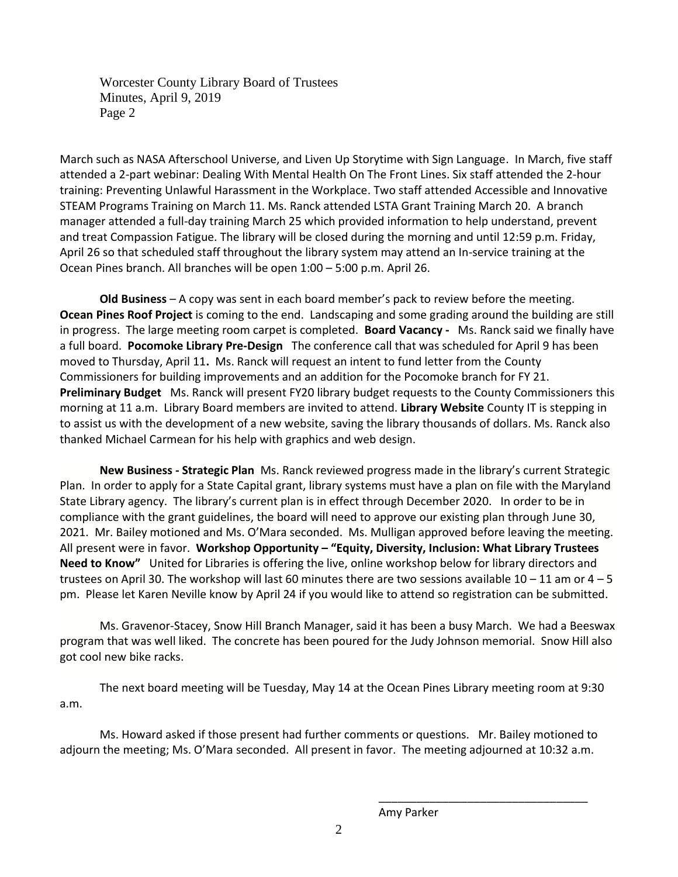March such as NASA Afterschool Universe, and Liven Up Storytime with Sign Language. In March, five staff attended a 2-part webinar: Dealing With Mental Health On The Front Lines. Six staff attended the 2-hour training: Preventing Unlawful Harassment in the Workplace. Two staff attended Accessible and Innovative STEAM Programs Training on March 11. Ms. Ranck attended LSTA Grant Training March 20. A branch manager attended a full-day training March 25 which provided information to help understand, prevent and treat Compassion Fatigue. The library will be closed during the morning and until 12:59 p.m. Friday, April 26 so that scheduled staff throughout the library system may attend an In-service training at the Ocean Pines branch. All branches will be open 1:00 – 5:00 p.m. April 26.

**Old Business** – A copy was sent in each board member's pack to review before the meeting. **Ocean Pines Roof Project** is coming to the end. Landscaping and some grading around the building are still in progress. The large meeting room carpet is completed. **Board Vacancy -** Ms. Ranck said we finally have a full board. **Pocomoke Library Pre-Design** The conference call that was scheduled for April 9 has been moved to Thursday, April 11**.** Ms. Ranck will request an intent to fund letter from the County Commissioners for building improvements and an addition for the Pocomoke branch for FY 21. **Preliminary Budget** Ms. Ranck will present FY20 library budget requests to the County Commissioners this morning at 11 a.m. Library Board members are invited to attend. **Library Website** County IT is stepping in to assist us with the development of a new website, saving the library thousands of dollars. Ms. Ranck also thanked Michael Carmean for his help with graphics and web design.

**New Business - Strategic Plan** Ms. Ranck reviewed progress made in the library's current Strategic Plan. In order to apply for a State Capital grant, library systems must have a plan on file with the Maryland State Library agency. The library's current plan is in effect through December 2020. In order to be in compliance with the grant guidelines, the board will need to approve our existing plan through June 30, 2021. Mr. Bailey motioned and Ms. O'Mara seconded. Ms. Mulligan approved before leaving the meeting. All present were in favor. **Workshop Opportunity – "Equity, Diversity, Inclusion: What Library Trustees Need to Know"** United for Libraries is offering the live, online workshop below for library directors and trustees on April 30. The workshop will last 60 minutes there are two sessions available 10 – 11 am or 4 – 5 pm. Please let Karen Neville know by April 24 if you would like to attend so registration can be submitted.

Ms. Gravenor-Stacey, Snow Hill Branch Manager, said it has been a busy March. We had a Beeswax program that was well liked. The concrete has been poured for the Judy Johnson memorial. Snow Hill also got cool new bike racks.

The next board meeting will be Tuesday, May 14 at the Ocean Pines Library meeting room at 9:30 a.m.

Ms. Howard asked if those present had further comments or questions. Mr. Bailey motioned to adjourn the meeting; Ms. O'Mara seconded. All present in favor. The meeting adjourned at 10:32 a.m.

\_\_\_\_\_\_\_\_\_\_\_\_\_\_\_\_\_\_\_\_\_\_\_\_\_\_\_\_\_\_\_\_\_\_

Amy Parker